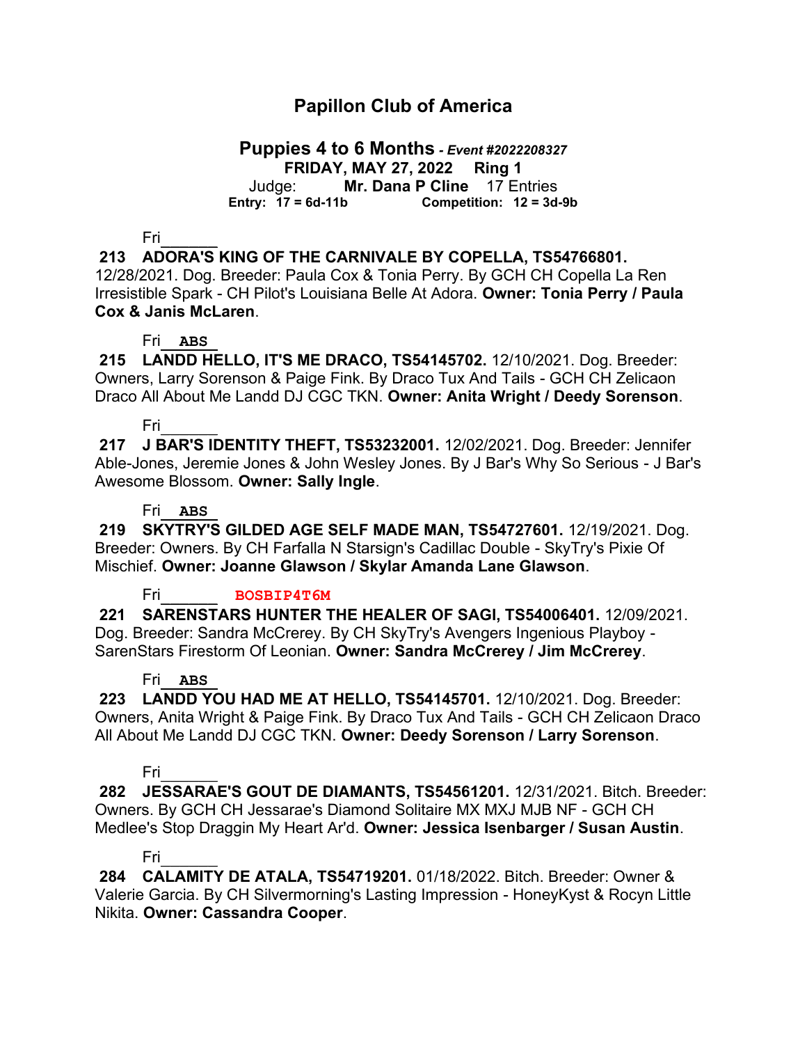# Papillon Club of America

## Puppies 4 to 6 Months - *Event #2022208327*

**FRIDAY, MAY 27, 2022 Ring 1**

Judge: **Mr. Dana P Cline** 17 Entries

**Entry: 17 = 6d-11b Competition: 12 = 3d-9b**

Fri______

**213 ADORA'S KING OF THE CARNIVALE BY COPELLA, TS54766801.** 12/28/2021. Dog. Breeder: Paula Cox & Tonia Perry. By GCH CH Copella La Ren Irresistible Spark - CH Pilot's Louisiana Belle At Adora. **Owner: Tonia Perry / Paula Cox & Janis McLaren**.

Fri__ABS__

**215 LANDD HELLO, IT'S ME DRACO, TS54145702.** 12/10/2021. Dog. Breeder: Owners, Larry Sorenson & Paige Fink. By Draco Tux And Tails - GCH CH Zelicaon Draco All About Me Landd DJ CGC TKN. **Owner: Anita Wright / Deedy Sorenson**.

Fri______

**217 J BAR'S IDENTITY THEFT, TS53232001.** 12/02/2021. Dog. Breeder: Jennifer Able-Jones, Jeremie Jones & John Wesley Jones. By J Bar's Why So Serious - J Bar's Awesome Blossom. **Owner: Sally Ingle**.

Fri__ABS__

**219 SKYTRY'S GILDED AGE SELF MADE MAN, TS54727601.** 12/19/2021. Dog. Breeder: Owners. By CH Farfalla N Starsign's Cadillac Double - SkyTry's Pixie Of Mischief. **Owner: Joanne Glawson / Skylar Amanda Lane Glawson**.

Fri______ **BOSBIP4T6M**

**221 SARENSTARS HUNTER THE HEALER OF SAGI, TS54006401.** 12/09/2021. Dog. Breeder: Sandra McCrerey. By CH SkyTry's Avengers Ingenious Playboy - SarenStars Firestorm Of Leonian. **Owner: Sandra McCrerey / Jim McCrerey**.

Fri__ABS__

**223 LANDD YOU HAD ME AT HELLO, TS54145701.** 12/10/2021. Dog. Breeder: Owners, Anita Wright & Paige Fink. By Draco Tux And Tails - GCH CH Zelicaon Draco All About Me Landd DJ CGC TKN. **Owner: Deedy Sorenson / Larry Sorenson**.

Fri______

**282 JESSARAE'S GOUT DE DIAMANTS, TS54561201.** 12/31/2021. Bitch. Breeder: Owners. By GCH CH Jessarae's Diamond Solitaire MX MXJ MJB NF - GCH CH Medlee's Stop Draggin My Heart Ar'd. **Owner: Jessica Isenbarger / Susan Austin**.

Fri______

**284 CALAMITY DE ATALA, TS54719201.** 01/18/2022. Bitch. Breeder: Owner & Valerie Garcia. By CH Silvermorning's Lasting Impression - HoneyKyst & Rocyn Little Nikita. **Owner: Cassandra Cooper**.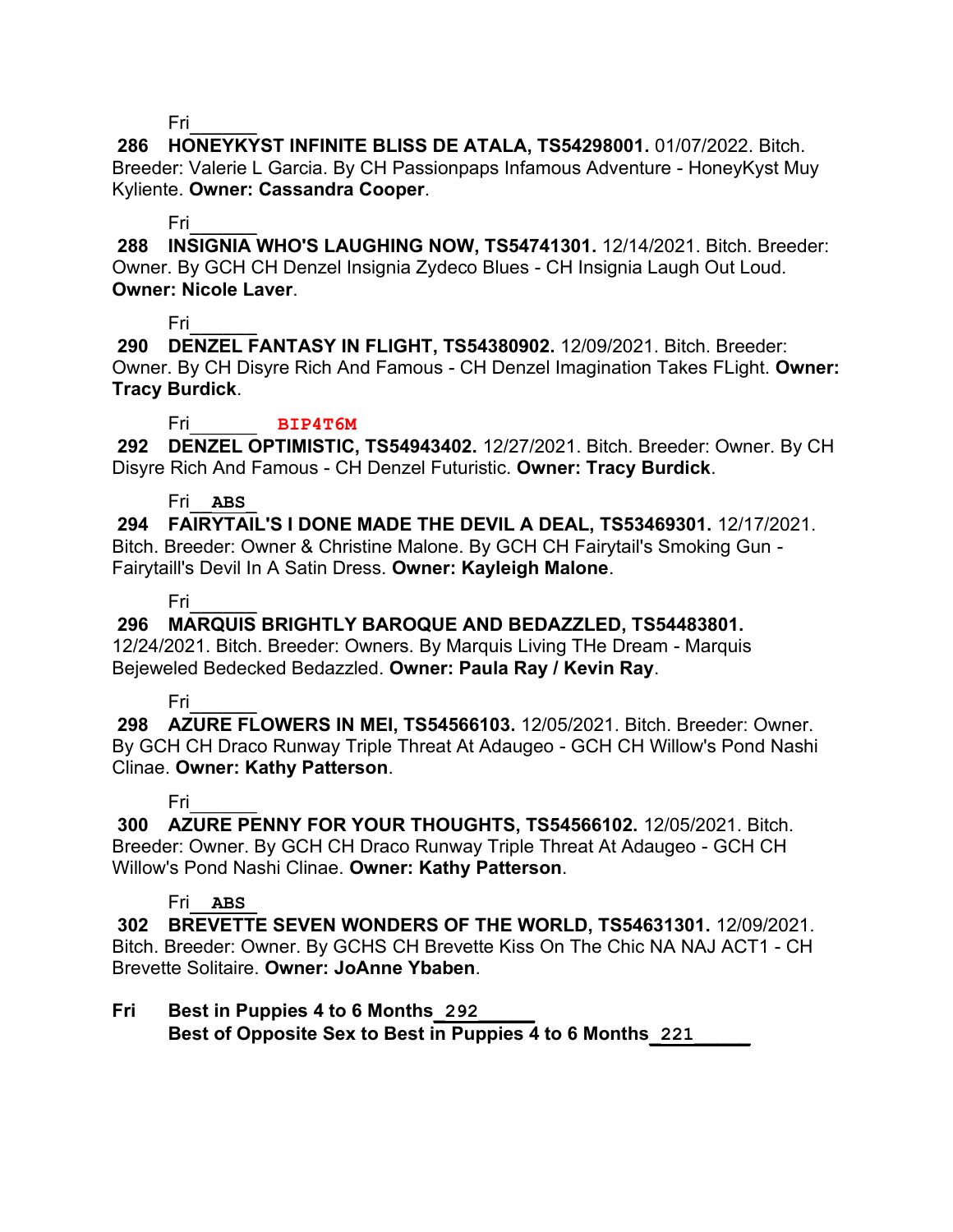Fri______

**286 HONEYKYST INFINITE BLISS DE ATALA, TS54298001.** 01/07/2022. Bitch. Breeder: Valerie L Garcia. By CH Passionpaps Infamous Adventure - HoneyKyst Muy Kyliente. **Owner: Cassandra Cooper**.

Fri______

**288 INSIGNIA WHO'S LAUGHING NOW, TS54741301.** 12/14/2021. Bitch. Breeder: Owner. By GCH CH Denzel Insignia Zydeco Blues - CH Insignia Laugh Out Loud. **Owner: Nicole Laver**.

Fri______

**290 DENZEL FANTASY IN FLIGHT, TS54380902.** 12/09/2021. Bitch. Breeder: Owner. By CH Disyre Rich And Famous - CH Denzel Imagination Takes FLight. **Owner: Tracy Burdick**.

Fri______ **BIP4T6M**

**292 DENZEL OPTIMISTIC, TS54943402.** 12/27/2021. Bitch. Breeder: Owner. By CH Disyre Rich And Famous - CH Denzel Futuristic. **Owner: Tracy Burdick**.

Fri__**ABS**_

**294 FAIRYTAIL'S I DONE MADE THE DEVIL A DEAL, TS53469301.** 12/17/2021. Bitch. Breeder: Owner & Christine Malone. By GCH CH Fairytail's Smoking Gun - Fairytaill's Devil In A Satin Dress. **Owner: Kayleigh Malone**.

Fri______

**296 MARQUIS BRIGHTLY BAROQUE AND BEDAZZLED, TS54483801.** 12/24/2021. Bitch. Breeder: Owners. By Marquis Living THe Dream - Marquis Bejeweled Bedecked Bedazzled. **Owner: Paula Ray / Kevin Ray**.

Fri______

**298 AZURE FLOWERS IN MEI, TS54566103.** 12/05/2021. Bitch. Breeder: Owner. By GCH CH Draco Runway Triple Threat At Adaugeo - GCH CH Willow's Pond Nashi Clinae. **Owner: Kathy Patterson**.

Fri______

**300 AZURE PENNY FOR YOUR THOUGHTS, TS54566102.** 12/05/2021. Bitch. Breeder: Owner. By GCH CH Draco Runway Triple Threat At Adaugeo - GCH CH Willow's Pond Nashi Clinae. **Owner: Kathy Patterson**.

Fri__**ABS**_

**302 BREVETTE SEVEN WONDERS OF THE WORLD, TS54631301.** 12/09/2021. Bitch. Breeder: Owner. By GCHS CH Brevette Kiss On The Chic NA NAJ ACT1 - CH Brevette Solitaire. **Owner: JoAnne Ybaben**.

**Fri Best in Puppies 4 to 6 Months**_292_____
**Best of Opposite Sex to Best in Puppies 4 to 6 Months**_221_____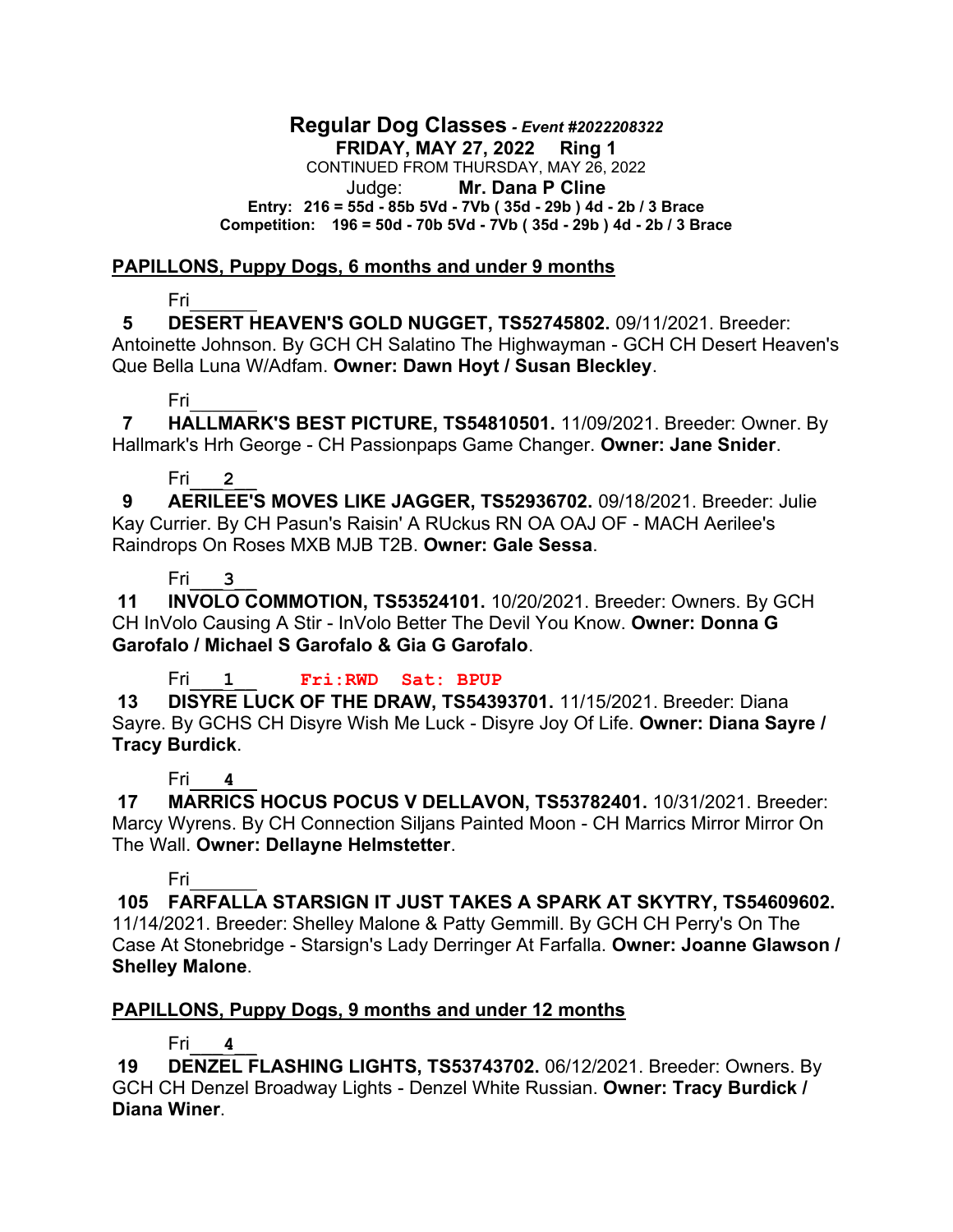## Regular Dog Classes *- Event #2022208322*

**FRIDAY, MAY 27, 2022 Ring 1**

CONTINUED FROM THURSDAY, MAY 26, 2022

Judge: **Mr. Dana P Cline**

**Entry: 216 = 55d - 85b 5Vd - 7Vb ( 35d - 29b ) 4d - 2b / 3 Brace**

**Competition: 196 = 50d - 70b 5Vd - 7Vb ( 35d - 29b ) 4d - 2b / 3 Brace**

### PAPILLONS, Puppy Dogs, 6 months and under 9 months

Fri______

**5 DESERT HEAVEN'S GOLD NUGGET, TS52745802.** 09/11/2021. Breeder: Antoinette Johnson. By GCH CH Salatino The Highwayman - GCH CH Desert Heaven's Que Bella Luna W/Adfam. **Owner: Dawn Hoyt / Susan Bleckley**.

Fri______

**7 HALLMARK'S BEST PICTURE, TS54810501.** 11/09/2021. Breeder: Owner. By Hallmark's Hrh George - CH Passionpaps Game Changer. **Owner: Jane Snider**.

Fri___2__

**9 AERILEE'S MOVES LIKE JAGGER, TS52936702.** 09/18/2021. Breeder: Julie Kay Currier. By CH Pasun's Raisin' A RUckus RN OA OAJ OF - MACH Aerilee's Raindrops On Roses MXB MJB T2B. **Owner: Gale Sessa**.

Fri___3__

**11 INVOLO COMMOTION, TS53524101.** 10/20/2021. Breeder: Owners. By GCH CH InVolo Causing A Stir - InVolo Better The Devil You Know. **Owner: Donna G Garofalo / Michael S Garofalo & Gia G Garofalo**.

Fri___1__ **Fri:RWD Sat: BPUP**

**13 DISYRE LUCK OF THE DRAW, TS54393701.** 11/15/2021. Breeder: Diana Sayre. By GCHS CH Disyre Wish Me Luck - Disyre Joy Of Life. **Owner: Diana Sayre / Tracy Burdick**.

Fri___4__

**17 MARRICS HOCUS POCUS V DELLAVON, TS53782401.** 10/31/2021. Breeder: Marcy Wyrens. By CH Connection Siljans Painted Moon - CH Marrics Mirror Mirror On The Wall. **Owner: Dellayne Helmstetter**.

Fri______

**105 FARFALLA STARSIGN IT JUST TAKES A SPARK AT SKYTRY, TS54609602.** 11/14/2021. Breeder: Shelley Malone & Patty Gemmill. By GCH CH Perry's On The Case At Stonebridge - Starsign's Lady Derringer At Farfalla. **Owner: Joanne Glawson / Shelley Malone**.

### PAPILLONS, Puppy Dogs, 9 months and under 12 months

Fri___4__

**19 DENZEL FLASHING LIGHTS, TS53743702.** 06/12/2021. Breeder: Owners. By GCH CH Denzel Broadway Lights - Denzel White Russian. **Owner: Tracy Burdick / Diana Winer**.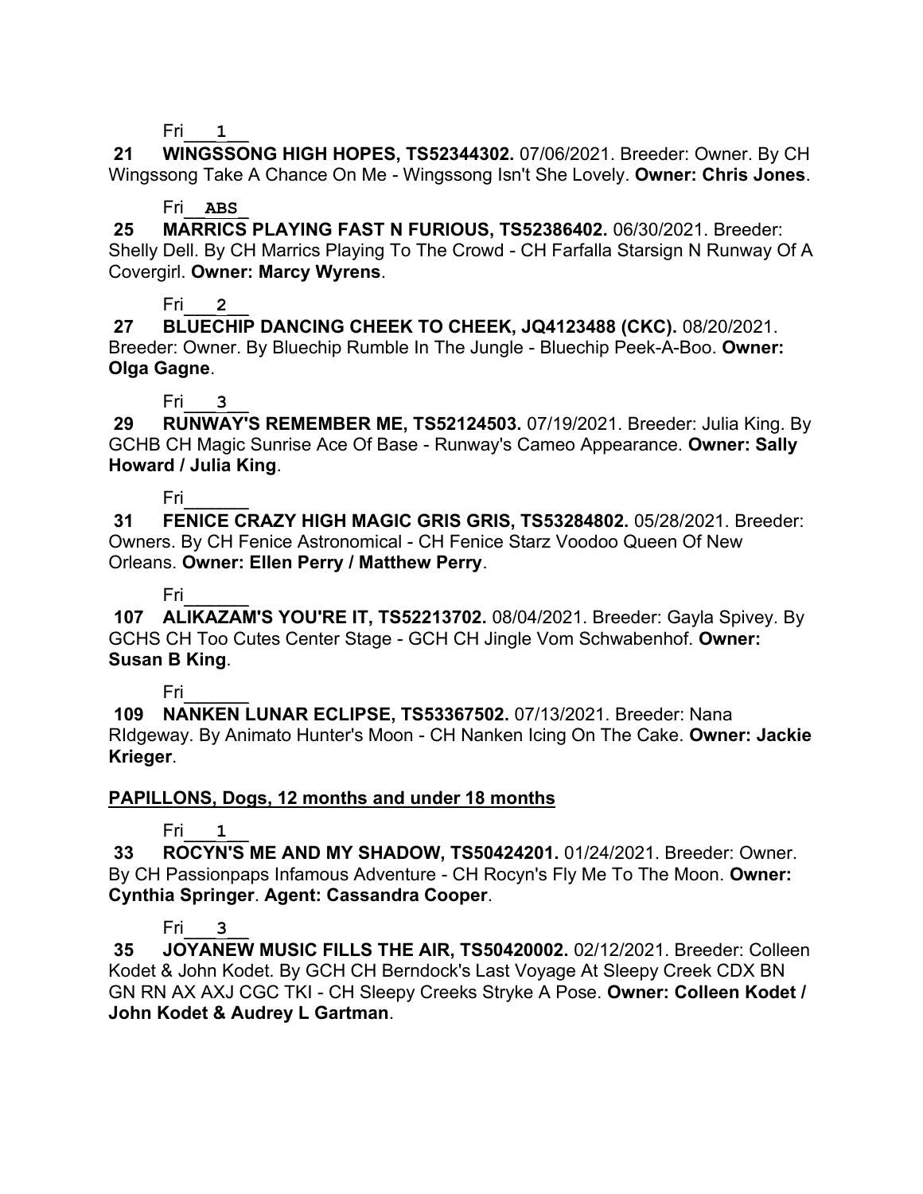Fri___1___

**21 WINGSSONG HIGH HOPES, TS52344302.** 07/06/2021. Breeder: Owner. By CH Wingssong Take A Chance On Me - Wingssong Isn't She Lovely. **Owner: Chris Jones**.

Fri__ABS_

**25 MARRICS PLAYING FAST N FURIOUS, TS52386402.** 06/30/2021. Breeder: Shelly Dell. By CH Marrics Playing To The Crowd - CH Farfalla Starsign N Runway Of A Covergirl. **Owner: Marcy Wyrens**.

Fri___2___

**27 BLUECHIP DANCING CHEEK TO CHEEK, JQ4123488 (CKC).** 08/20/2021. Breeder: Owner. By Bluechip Rumble In The Jungle - Bluechip Peek-A-Boo. **Owner: Olga Gagne**.

Fri___3___

**29 RUNWAY'S REMEMBER ME, TS52124503.** 07/19/2021. Breeder: Julia King. By GCHB CH Magic Sunrise Ace Of Base - Runway's Cameo Appearance. **Owner: Sally Howard / Julia King**.

Fri______

**31 FENICE CRAZY HIGH MAGIC GRIS GRIS, TS53284802.** 05/28/2021. Breeder: Owners. By CH Fenice Astronomical - CH Fenice Starz Voodoo Queen Of New Orleans. **Owner: Ellen Perry / Matthew Perry**.

Fri______

**107 ALIKAZAM'S YOU'RE IT, TS52213702.** 08/04/2021. Breeder: Gayla Spivey. By GCHS CH Too Cutes Center Stage - GCH CH Jingle Vom Schwabenhof. **Owner: Susan B King**.

Fri______

**109 NANKEN LUNAR ECLIPSE, TS53367502.** 07/13/2021. Breeder: Nana RIdgeway. By Animato Hunter's Moon - CH Nanken Icing On The Cake. **Owner: Jackie Krieger**.

## PAPILLONS, Dogs, 12 months and under 18 months

Fri___1___

**33 ROCYN'S ME AND MY SHADOW, TS50424201.** 01/24/2021. Breeder: Owner. By CH Passionpaps Infamous Adventure - CH Rocyn's Fly Me To The Moon. **Owner: Cynthia Springer**. **Agent: Cassandra Cooper**.

Fri___3___

**35 JOYANEW MUSIC FILLS THE AIR, TS50420002.** 02/12/2021. Breeder: Colleen Kodet & John Kodet. By GCH CH Berndock's Last Voyage At Sleepy Creek CDX BN GN RN AX AXJ CGC TKI - CH Sleepy Creeks Stryke A Pose. **Owner: Colleen Kodet / John Kodet & Audrey L Gartman**.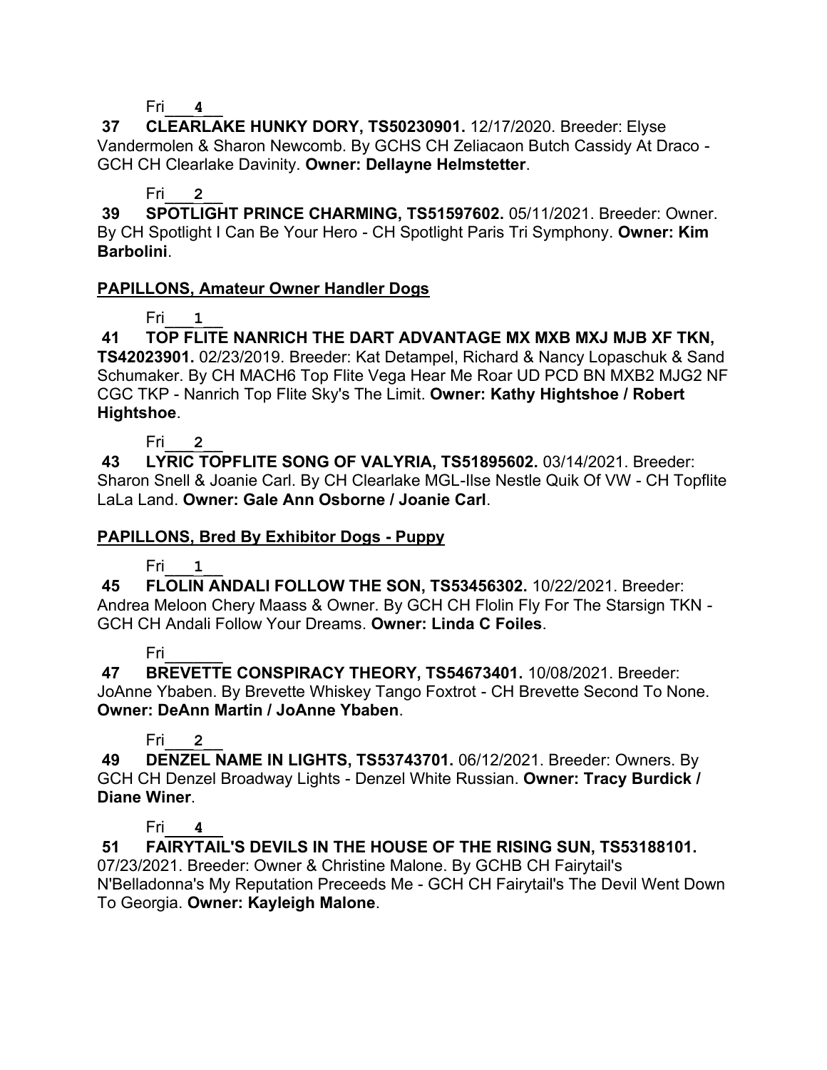Fri___4___

**37 CLEARLAKE HUNKY DORY, TS50230901.** 12/17/2020. Breeder: Elyse Vandermolen & Sharon Newcomb. By GCHS CH Zeliacaon Butch Cassidy At Draco - GCH CH Clearlake Davinity. **Owner: Dellayne Helmstetter**.

Fri___2___

**39 SPOTLIGHT PRINCE CHARMING, TS51597602.** 05/11/2021. Breeder: Owner. By CH Spotlight I Can Be Your Hero - CH Spotlight Paris Tri Symphony. **Owner: Kim Barbolini**.

## PAPILLONS, Amateur Owner Handler Dogs

Fri___1___

**41 TOP FLITE NANRICH THE DART ADVANTAGE MX MXB MXJ MJB XF TKN, TS42023901.** 02/23/2019. Breeder: Kat Detampel, Richard & Nancy Lopaschuk & Sand Schumaker. By CH MACH6 Top Flite Vega Hear Me Roar UD PCD BN MXB2 MJG2 NF CGC TKP - Nanrich Top Flite Sky's The Limit. **Owner: Kathy Hightshoe / Robert Hightshoe**.

Fri___2___

**43 LYRIC TOPFLITE SONG OF VALYRIA, TS51895602.** 03/14/2021. Breeder: Sharon Snell & Joanie Carl. By CH Clearlake MGL-Ilse Nestle Quik Of VW - CH Topflite LaLa Land. **Owner: Gale Ann Osborne / Joanie Carl**.

## PAPILLONS, Bred By Exhibitor Dogs - Puppy

Fri___1___

**45 FLOLIN ANDALI FOLLOW THE SON, TS53456302.** 10/22/2021. Breeder: Andrea Meloon Chery Maass & Owner. By GCH CH Flolin Fly For The Starsign TKN - GCH CH Andali Follow Your Dreams. **Owner: Linda C Foiles**.

Fri______

**47 BREVETTE CONSPIRACY THEORY, TS54673401.** 10/08/2021. Breeder: JoAnne Ybaben. By Brevette Whiskey Tango Foxtrot - CH Brevette Second To None. **Owner: DeAnn Martin / JoAnne Ybaben**.

Fri___2___

**49 DENZEL NAME IN LIGHTS, TS53743701.** 06/12/2021. Breeder: Owners. By GCH CH Denzel Broadway Lights - Denzel White Russian. **Owner: Tracy Burdick / Diane Winer**.

Fri___4___

**51 FAIRYTAIL'S DEVILS IN THE HOUSE OF THE RISING SUN, TS53188101.** 07/23/2021. Breeder: Owner & Christine Malone. By GCHB CH Fairytail's N'Belladonna's My Reputation Preceeds Me - GCH CH Fairytail's The Devil Went Down To Georgia. **Owner: Kayleigh Malone**.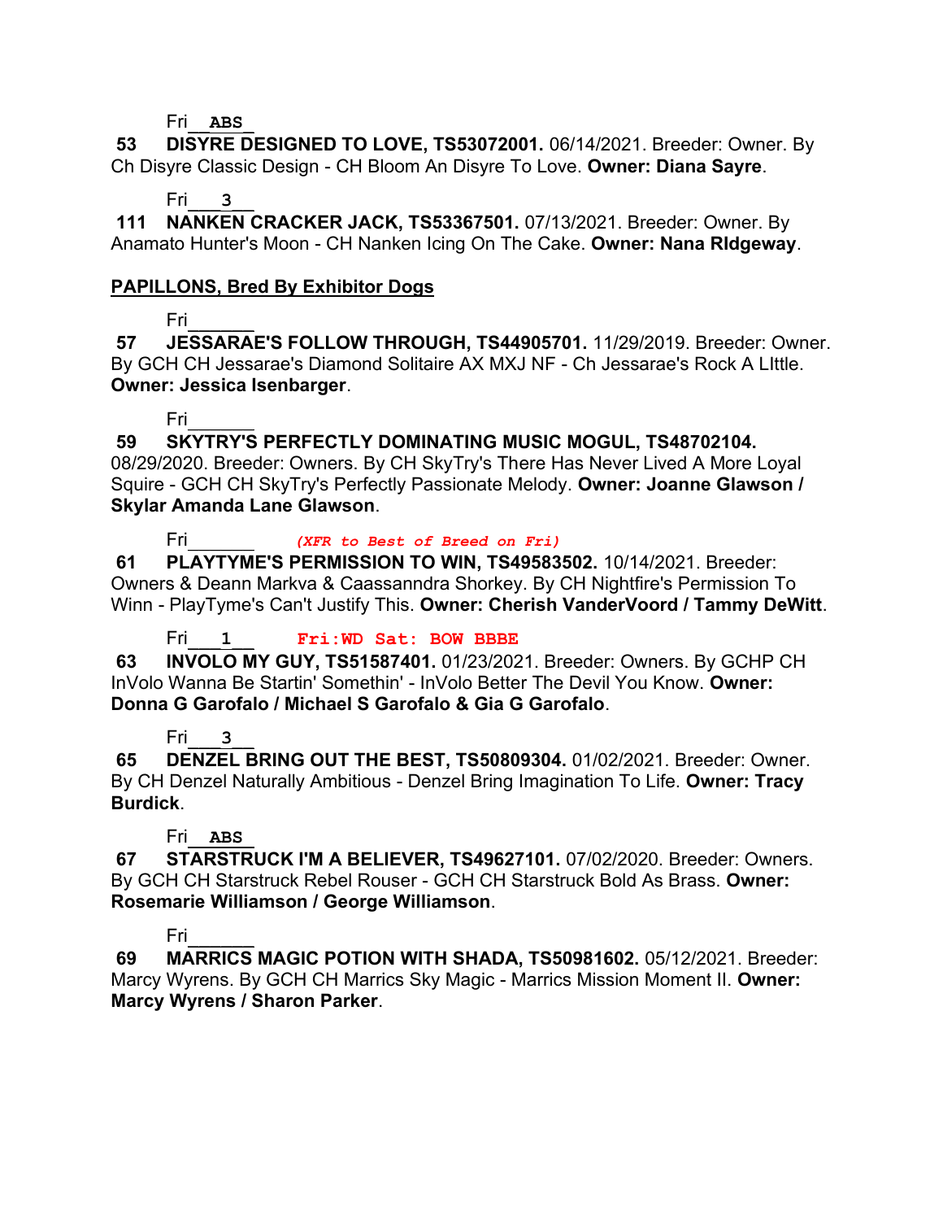Fri__**ABS**_

**53 DISYRE DESIGNED TO LOVE, TS53072001.** 06/14/2021. Breeder: Owner. By Ch Disyre Classic Design - CH Bloom An Disyre To Love. **Owner: Diana Sayre**.

Fri___**3**__

**111 NANKEN CRACKER JACK, TS53367501.** 07/13/2021. Breeder: Owner. By Anamato Hunter's Moon - CH Nanken Icing On The Cake. **Owner: Nana RIdgeway**.

## PAPILLONS, Bred By Exhibitor Dogs

Fri______

**57 JESSARAE'S FOLLOW THROUGH, TS44905701.** 11/29/2019. Breeder: Owner. By GCH CH Jessarae's Diamond Solitaire AX MXJ NF - Ch Jessarae's Rock A LIttle. **Owner: Jessica Isenbarger**.

Fri______

**59 SKYTRY'S PERFECTLY DOMINATING MUSIC MOGUL, TS48702104.** 08/29/2020. Breeder: Owners. By CH SkyTry's There Has Never Lived A More Loyal Squire - GCH CH SkyTry's Perfectly Passionate Melody. **Owner: Joanne Glawson / Skylar Amanda Lane Glawson**.

Fri______ *(XFR to Best of Breed on Fri)*

**61 PLAYTYME'S PERMISSION TO WIN, TS49583502.** 10/14/2021. Breeder: Owners & Deann Markva & Caassanndra Shorkey. By CH Nightfire's Permission To Winn - PlayTyme's Can't Justify This. **Owner: Cherish VanderVoord / Tammy DeWitt**.

Fri___**1**__ **Fri:WD Sat: BOW BBBE**

**63 INVOLO MY GUY, TS51587401.** 01/23/2021. Breeder: Owners. By GCHP CH InVolo Wanna Be Startin' Somethin' - InVolo Better The Devil You Know. **Owner: Donna G Garofalo / Michael S Garofalo & Gia G Garofalo**.

Fri___**3**__

**65 DENZEL BRING OUT THE BEST, TS50809304.** 01/02/2021. Breeder: Owner. By CH Denzel Naturally Ambitious - Denzel Bring Imagination To Life. **Owner: Tracy Burdick**.

Fri__**ABS**_

**67 STARSTRUCK I'M A BELIEVER, TS49627101.** 07/02/2020. Breeder: Owners. By GCH CH Starstruck Rebel Rouser - GCH CH Starstruck Bold As Brass. **Owner: Rosemarie Williamson / George Williamson**.

Fri______

**69 MARRICS MAGIC POTION WITH SHADA, TS50981602.** 05/12/2021. Breeder: Marcy Wyrens. By GCH CH Marrics Sky Magic - Marrics Mission Moment II. **Owner: Marcy Wyrens / Sharon Parker**.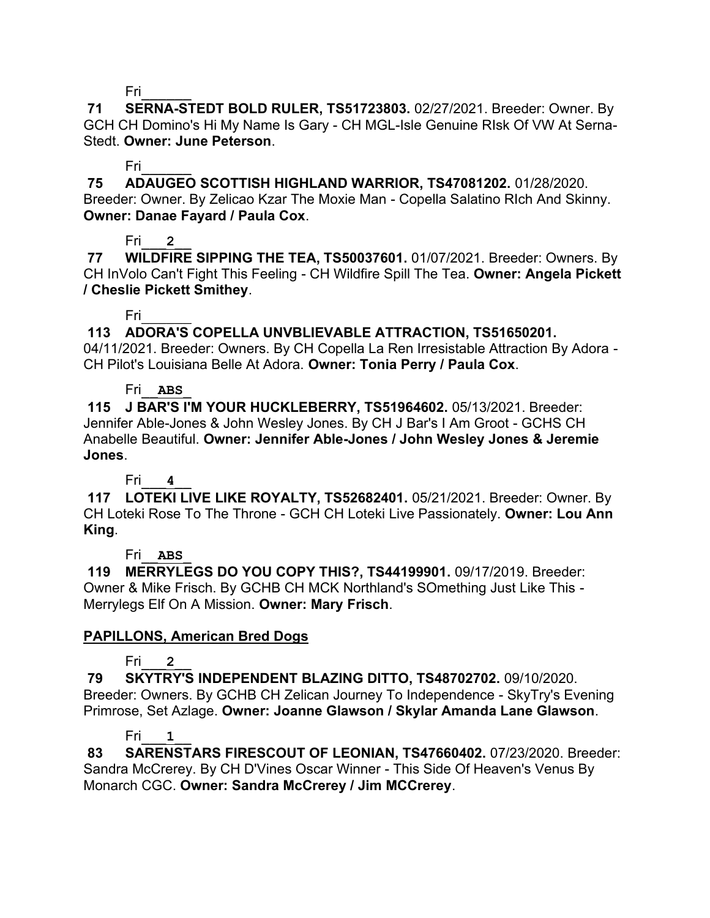Fri______

**71 SERNA-STEDT BOLD RULER, TS51723803.** 02/27/2021. Breeder: Owner. By GCH CH Domino's Hi My Name Is Gary - CH MGL-Isle Genuine RIsk Of VW At Serna-Stedt. **Owner: June Peterson**.

Fri______

**75 ADAUGEO SCOTTISH HIGHLAND WARRIOR, TS47081202.** 01/28/2020. Breeder: Owner. By Zelicao Kzar The Moxie Man - Copella Salatino RIch And Skinny. **Owner: Danae Fayard / Paula Cox**.

Fri___2___

**77 WILDFIRE SIPPING THE TEA, TS50037601.** 01/07/2021. Breeder: Owners. By CH InVolo Can't Fight This Feeling - CH Wildfire Spill The Tea. **Owner: Angela Pickett / Cheslie Pickett Smithey**.

Fri______

**113 ADORA'S COPELLA UNVBLIEVABLE ATTRACTION, TS51650201.** 04/11/2021. Breeder: Owners. By CH Copella La Ren Irresistable Attraction By Adora - CH Pilot's Louisiana Belle At Adora. **Owner: Tonia Perry / Paula Cox**.

Fri__ABS_

**115 J BAR'S I'M YOUR HUCKLEBERRY, TS51964602.** 05/13/2021. Breeder: Jennifer Able-Jones & John Wesley Jones. By CH J Bar's I Am Groot - GCHS CH Anabelle Beautiful. **Owner: Jennifer Able-Jones / John Wesley Jones & Jeremie Jones**.

Fri___4___

**117 LOTEKI LIVE LIKE ROYALTY, TS52682401.** 05/21/2021. Breeder: Owner. By CH Loteki Rose To The Throne - GCH CH Loteki Live Passionately. **Owner: Lou Ann King**.

Fri__ABS_

**119 MERRYLEGS DO YOU COPY THIS?, TS44199901.** 09/17/2019. Breeder: Owner & Mike Frisch. By GCHB CH MCK Northland's SOmething Just Like This - Merrylegs Elf On A Mission. **Owner: Mary Frisch**.

## PAPILLONS, American Bred Dogs

Fri___2___

**79 SKYTRY'S INDEPENDENT BLAZING DITTO, TS48702702.** 09/10/2020. Breeder: Owners. By GCHB CH Zelican Journey To Independence - SkyTry's Evening Primrose, Set Azlage. **Owner: Joanne Glawson / Skylar Amanda Lane Glawson**.

Fri___1___

**83 SARENSTARS FIRESCOUT OF LEONIAN, TS47660402.** 07/23/2020. Breeder: Sandra McCrerey. By CH D'Vines Oscar Winner - This Side Of Heaven's Venus By Monarch CGC. **Owner: Sandra McCrerey / Jim MCCrerey**.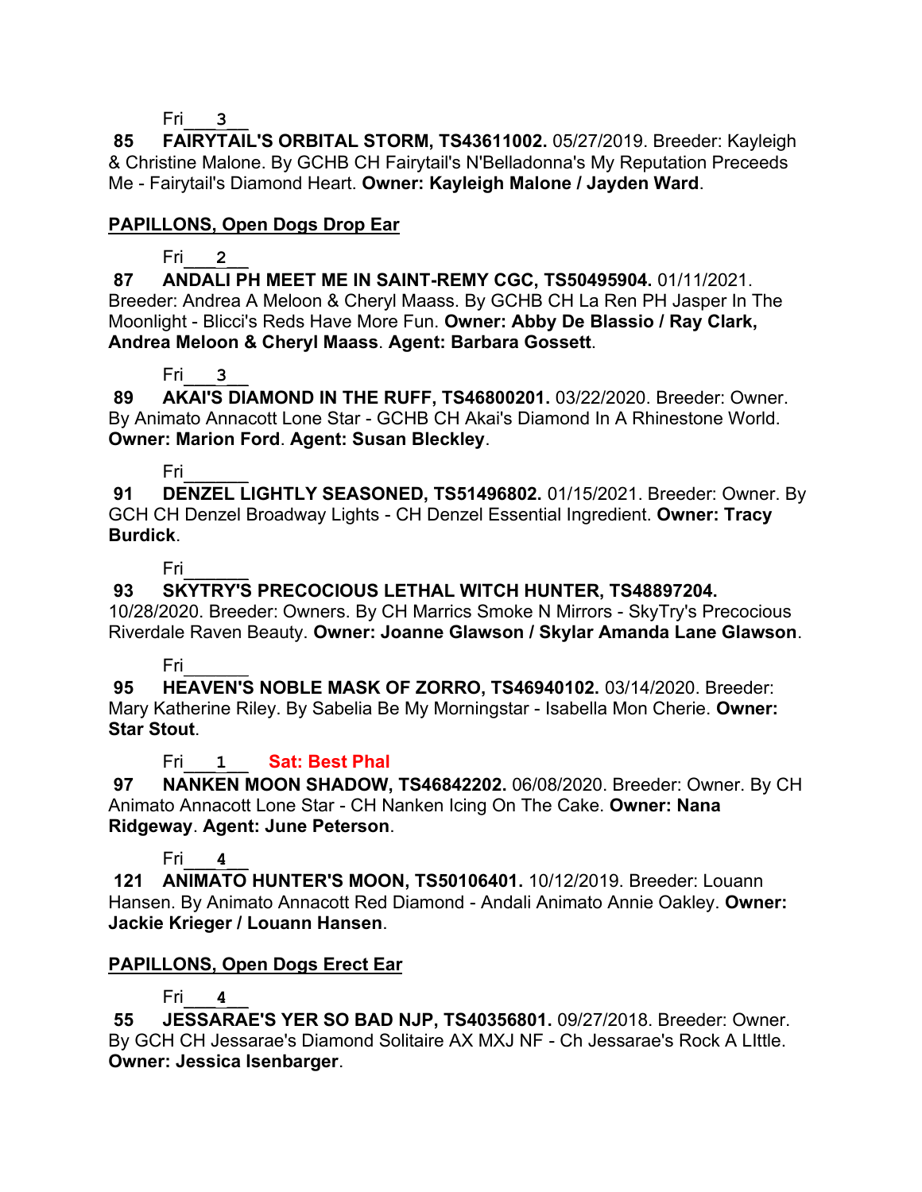Fri___3___

**85 FAIRYTAIL'S ORBITAL STORM, TS43611002.** 05/27/2019. Breeder: Kayleigh & Christine Malone. By GCHB CH Fairytail's N'Belladonna's My Reputation Preceeds Me - Fairytail's Diamond Heart. **Owner: Kayleigh Malone / Jayden Ward**.

**PAPILLONS, Open Dogs Drop Ear**

Fri___2___

**87 ANDALI PH MEET ME IN SAINT-REMY CGC, TS50495904.** 01/11/2021. Breeder: Andrea A Meloon & Cheryl Maass. By GCHB CH La Ren PH Jasper In The Moonlight - Blicci's Reds Have More Fun. **Owner: Abby De Blassio / Ray Clark, Andrea Meloon & Cheryl Maass**. **Agent: Barbara Gossett**.

Fri___3___

**89 AKAI'S DIAMOND IN THE RUFF, TS46800201.** 03/22/2020. Breeder: Owner. By Animato Annacott Lone Star - GCHB CH Akai's Diamond In A Rhinestone World. **Owner: Marion Ford**. **Agent: Susan Bleckley**.

Fri______

**91 DENZEL LIGHTLY SEASONED, TS51496802.** 01/15/2021. Breeder: Owner. By GCH CH Denzel Broadway Lights - CH Denzel Essential Ingredient. **Owner: Tracy Burdick**.

Fri______

**93 SKYTRY'S PRECOCIOUS LETHAL WITCH HUNTER, TS48897204.** 10/28/2020. Breeder: Owners. By CH Marrics Smoke N Mirrors - SkyTry's Precocious Riverdale Raven Beauty. **Owner: Joanne Glawson / Skylar Amanda Lane Glawson**.

Fri______

**95 HEAVEN'S NOBLE MASK OF ZORRO, TS46940102.** 03/14/2020. Breeder: Mary Katherine Riley. By Sabelia Be My Morningstar - Isabella Mon Cherie. **Owner: Star Stout**.

Fri___1___ **Sat: Best Phal**

**97 NANKEN MOON SHADOW, TS46842202.** 06/08/2020. Breeder: Owner. By CH Animato Annacott Lone Star - CH Nanken Icing On The Cake. **Owner: Nana Ridgeway**. **Agent: June Peterson**.

Fri___4___

**121 ANIMATO HUNTER'S MOON, TS50106401.** 10/12/2019. Breeder: Louann Hansen. By Animato Annacott Red Diamond - Andali Animato Annie Oakley. **Owner: Jackie Krieger / Louann Hansen**.

**PAPILLONS, Open Dogs Erect Ear**

Fri___4___

**55 JESSARAE'S YER SO BAD NJP, TS40356801.** 09/27/2018. Breeder: Owner. By GCH CH Jessarae's Diamond Solitaire AX MXJ NF - Ch Jessarae's Rock A LIttle. **Owner: Jessica Isenbarger**.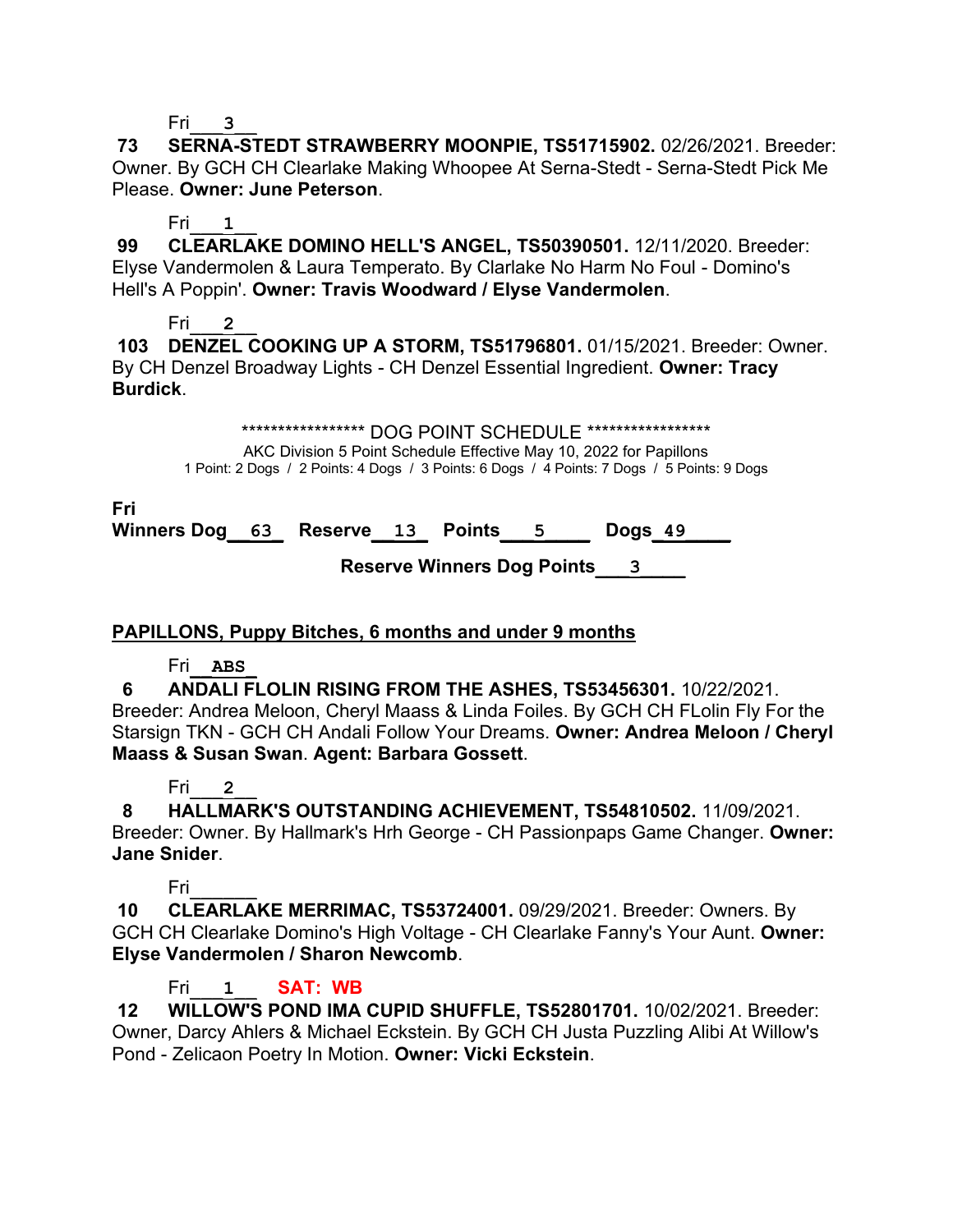Fri___3___

**73 SERNA-STEDT STRAWBERRY MOONPIE, TS51715902.** 02/26/2021. Breeder: Owner. By GCH CH Clearlake Making Whoopee At Serna-Stedt - Serna-Stedt Pick Me Please. **Owner: June Peterson**.

Fri___1___

**99 CLEARLAKE DOMINO HELL'S ANGEL, TS50390501.** 12/11/2020. Breeder: Elyse Vandermolen & Laura Temperato. By Clarlake No Harm No Foul - Domino's Hell's A Poppin'. **Owner: Travis Woodward / Elyse Vandermolen**.

Fri___2___

**103 DENZEL COOKING UP A STORM, TS51796801.** 01/15/2021. Breeder: Owner. By CH Denzel Broadway Lights - CH Denzel Essential Ingredient. **Owner: Tracy Burdick**.

****************** DOG POINT SCHEDULE ******************

AKC Division 5 Point Schedule Effective May 10, 2022 for Papillons

1 Point: 2 Dogs / 2 Points: 4 Dogs / 3 Points: 6 Dogs / 4 Points: 7 Dogs / 5 Points: 9 Dogs

**Fri**

**Winners Dog__63__ Reserve__13__ Points___5____ Dogs_49_____**

**Reserve Winners Dog Points___3_____**

**PAPILLONS, Puppy Bitches, 6 months and under 9 months**

Fri__ABS__

**6 ANDALI FLOLIN RISING FROM THE ASHES, TS53456301.** 10/22/2021. Breeder: Andrea Meloon, Cheryl Maass & Linda Foiles. By GCH CH FLolin Fly For the Starsign TKN - GCH CH Andali Follow Your Dreams. **Owner: Andrea Meloon / Cheryl Maass & Susan Swan**. **Agent: Barbara Gossett**.

Fri___2___

**8 HALLMARK'S OUTSTANDING ACHIEVEMENT, TS54810502.** 11/09/2021. Breeder: Owner. By Hallmark's Hrh George - CH Passionpaps Game Changer. **Owner: Jane Snider**.

Fri______

**10 CLEARLAKE MERRIMAC, TS53724001.** 09/29/2021. Breeder: Owners. By GCH CH Clearlake Domino's High Voltage - CH Clearlake Fanny's Your Aunt. **Owner: Elyse Vandermolen / Sharon Newcomb**.

Fri___1___ **SAT: WB**

**12 WILLOW'S POND IMA CUPID SHUFFLE, TS52801701.** 10/02/2021. Breeder: Owner, Darcy Ahlers & Michael Eckstein. By GCH CH Justa Puzzling Alibi At Willow's Pond - Zelicaon Poetry In Motion. **Owner: Vicki Eckstein**.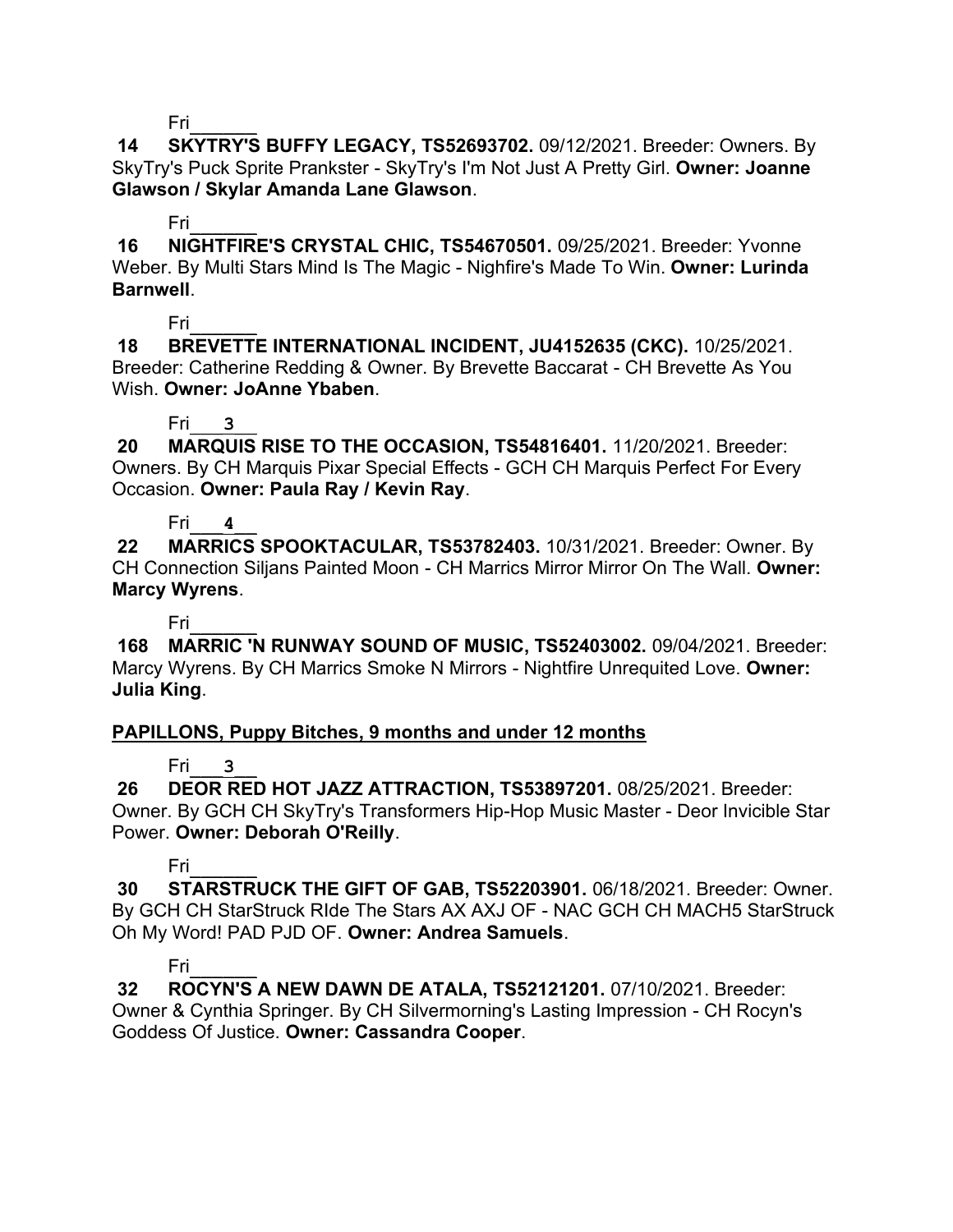Fri______

**14 SKYTRY'S BUFFY LEGACY, TS52693702.** 09/12/2021. Breeder: Owners. By SkyTry's Puck Sprite Prankster - SkyTry's I'm Not Just A Pretty Girl. **Owner: Joanne Glawson / Skylar Amanda Lane Glawson**.

Fri______

**16 NIGHTFIRE'S CRYSTAL CHIC, TS54670501.** 09/25/2021. Breeder: Yvonne Weber. By Multi Stars Mind Is The Magic - Nighfire's Made To Win. **Owner: Lurinda Barnwell**.

Fri______

**18 BREVETTE INTERNATIONAL INCIDENT, JU4152635 (CKC).** 10/25/2021. Breeder: Catherine Redding & Owner. By Brevette Baccarat - CH Brevette As You Wish. **Owner: JoAnne Ybaben**.

Fri___3___

**20 MARQUIS RISE TO THE OCCASION, TS54816401.** 11/20/2021. Breeder: Owners. By CH Marquis Pixar Special Effects - GCH CH Marquis Perfect For Every Occasion. **Owner: Paula Ray / Kevin Ray**.

Fri___4___

**22 MARRICS SPOOKTACULAR, TS53782403.** 10/31/2021. Breeder: Owner. By CH Connection Siljans Painted Moon - CH Marrics Mirror Mirror On The Wall. **Owner: Marcy Wyrens**.

Fri______

**168 MARRIC 'N RUNWAY SOUND OF MUSIC, TS52403002.** 09/04/2021. Breeder: Marcy Wyrens. By CH Marrics Smoke N Mirrors - Nightfire Unrequited Love. **Owner: Julia King**.

**PAPILLONS, Puppy Bitches, 9 months and under 12 months**

Fri___3___

**26 DEOR RED HOT JAZZ ATTRACTION, TS53897201.** 08/25/2021. Breeder: Owner. By GCH CH SkyTry's Transformers Hip-Hop Music Master - Deor Invicible Star Power. **Owner: Deborah O'Reilly**.

Fri______

**30 STARSTRUCK THE GIFT OF GAB, TS52203901.** 06/18/2021. Breeder: Owner. By GCH CH StarStruck RIde The Stars AX AXJ OF - NAC GCH CH MACH5 StarStruck Oh My Word! PAD PJD OF. **Owner: Andrea Samuels**.

Fri______

**32 ROCYN'S A NEW DAWN DE ATALA, TS52121201.** 07/10/2021. Breeder: Owner & Cynthia Springer. By CH Silvermorning's Lasting Impression - CH Rocyn's Goddess Of Justice. **Owner: Cassandra Cooper**.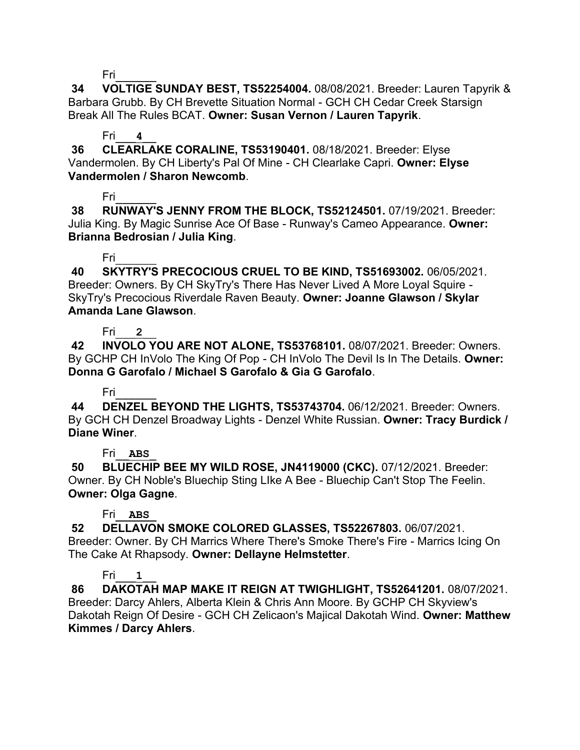Fri______

**34 VOLTIGE SUNDAY BEST, TS52254004.** 08/08/2021. Breeder: Lauren Tapyrik & Barbara Grubb. By CH Brevette Situation Normal - GCH CH Cedar Creek Starsign Break All The Rules BCAT. **Owner: Susan Vernon / Lauren Tapyrik**.

Fri___4___

**36 CLEARLAKE CORALINE, TS53190401.** 08/18/2021. Breeder: Elyse Vandermolen. By CH Liberty's Pal Of Mine - CH Clearlake Capri. **Owner: Elyse Vandermolen / Sharon Newcomb**.

Fri______

**38 RUNWAY'S JENNY FROM THE BLOCK, TS52124501.** 07/19/2021. Breeder: Julia King. By Magic Sunrise Ace Of Base - Runway's Cameo Appearance. **Owner: Brianna Bedrosian / Julia King**.

Fri______

**40 SKYTRY'S PRECOCIOUS CRUEL TO BE KIND, TS51693002.** 06/05/2021. Breeder: Owners. By CH SkyTry's There Has Never Lived A More Loyal Squire - SkyTry's Precocious Riverdale Raven Beauty. **Owner: Joanne Glawson / Skylar Amanda Lane Glawson**.

Fri___2___

**42 INVOLO YOU ARE NOT ALONE, TS53768101.** 08/07/2021. Breeder: Owners. By GCHP CH InVolo The King Of Pop - CH InVolo The Devil Is In The Details. **Owner: Donna G Garofalo / Michael S Garofalo & Gia G Garofalo**.

Fri______

**44 DENZEL BEYOND THE LIGHTS, TS53743704.** 06/12/2021. Breeder: Owners. By GCH CH Denzel Broadway Lights - Denzel White Russian. **Owner: Tracy Burdick / Diane Winer**.

Fri__ABS__

**50 BLUECHIP BEE MY WILD ROSE, JN4119000 (CKC).** 07/12/2021. Breeder: Owner. By CH Noble's Bluechip Sting LIke A Bee - Bluechip Can't Stop The Feelin. **Owner: Olga Gagne**.

Fri__ABS__

**52 DELLAVON SMOKE COLORED GLASSES, TS52267803.** 06/07/2021. Breeder: Owner. By CH Marrics Where There's Smoke There's Fire - Marrics Icing On The Cake At Rhapsody. **Owner: Dellayne Helmstetter**.

Fri___1___

**86 DAKOTAH MAP MAKE IT REIGN AT TWIGHLIGHT, TS52641201.** 08/07/2021. Breeder: Darcy Ahlers, Alberta Klein & Chris Ann Moore. By GCHP CH Skyview's Dakotah Reign Of Desire - GCH CH Zelicaon's Majical Dakotah Wind. **Owner: Matthew Kimmes / Darcy Ahlers**.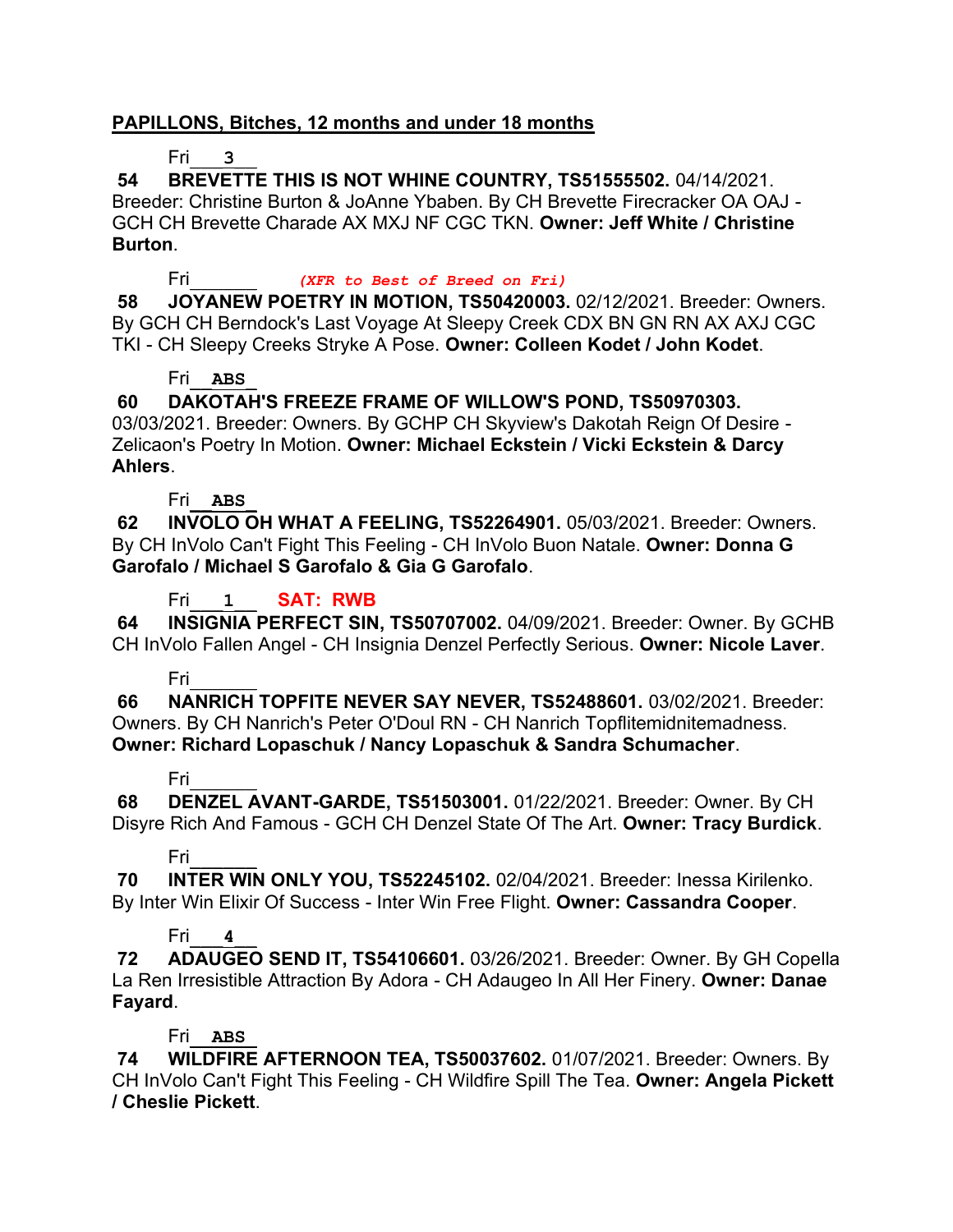**PAPILLONS, Bitches, 12 months and under 18 months**

Fri___3___

**54 BREVETTE THIS IS NOT WHINE COUNTRY, TS51555502.** 04/14/2021. Breeder: Christine Burton & JoAnne Ybaben. By CH Brevette Firecracker OA OAJ - GCH CH Brevette Charade AX MXJ NF CGC TKN. **Owner: Jeff White / Christine Burton**.

Fri______ *(XFR to Best of Breed on Fri)*

**58 JOYANEW POETRY IN MOTION, TS50420003.** 02/12/2021. Breeder: Owners. By GCH CH Berndock's Last Voyage At Sleepy Creek CDX BN GN RN AX AXJ CGC TKI - CH Sleepy Creeks Stryke A Pose. **Owner: Colleen Kodet / John Kodet**.

Fri__ABS__

**60 DAKOTAH'S FREEZE FRAME OF WILLOW'S POND, TS50970303.** 03/03/2021. Breeder: Owners. By GCHP CH Skyview's Dakotah Reign Of Desire - Zelicaon's Poetry In Motion. **Owner: Michael Eckstein / Vicki Eckstein & Darcy Ahlers**.

Fri__ABS__

**62 INVOLO OH WHAT A FEELING, TS52264901.** 05/03/2021. Breeder: Owners. By CH InVolo Can't Fight This Feeling - CH InVolo Buon Natale. **Owner: Donna G Garofalo / Michael S Garofalo & Gia G Garofalo**.

Fri___1___ **SAT: RWB**

**64 INSIGNIA PERFECT SIN, TS50707002.** 04/09/2021. Breeder: Owner. By GCHB CH InVolo Fallen Angel - CH Insignia Denzel Perfectly Serious. **Owner: Nicole Laver**.

Fri______

**66 NANRICH TOPFITE NEVER SAY NEVER, TS52488601.** 03/02/2021. Breeder: Owners. By CH Nanrich's Peter O'Doul RN - CH Nanrich Topflitemidnitemadness. **Owner: Richard Lopaschuk / Nancy Lopaschuk & Sandra Schumacher**.

Fri______

**68 DENZEL AVANT-GARDE, TS51503001.** 01/22/2021. Breeder: Owner. By CH Disyre Rich And Famous - GCH CH Denzel State Of The Art. **Owner: Tracy Burdick**.

Fri______

**70 INTER WIN ONLY YOU, TS52245102.** 02/04/2021. Breeder: Inessa Kirilenko. By Inter Win Elixir Of Success - Inter Win Free Flight. **Owner: Cassandra Cooper**.

Fri___4___

**72 ADAUGEO SEND IT, TS54106601.** 03/26/2021. Breeder: Owner. By GH Copella La Ren Irresistible Attraction By Adora - CH Adaugeo In All Her Finery. **Owner: Danae Fayard**.

Fri__ABS__

**74 WILDFIRE AFTERNOON TEA, TS50037602.** 01/07/2021. Breeder: Owners. By CH InVolo Can't Fight This Feeling - CH Wildfire Spill The Tea. **Owner: Angela Pickett / Cheslie Pickett**.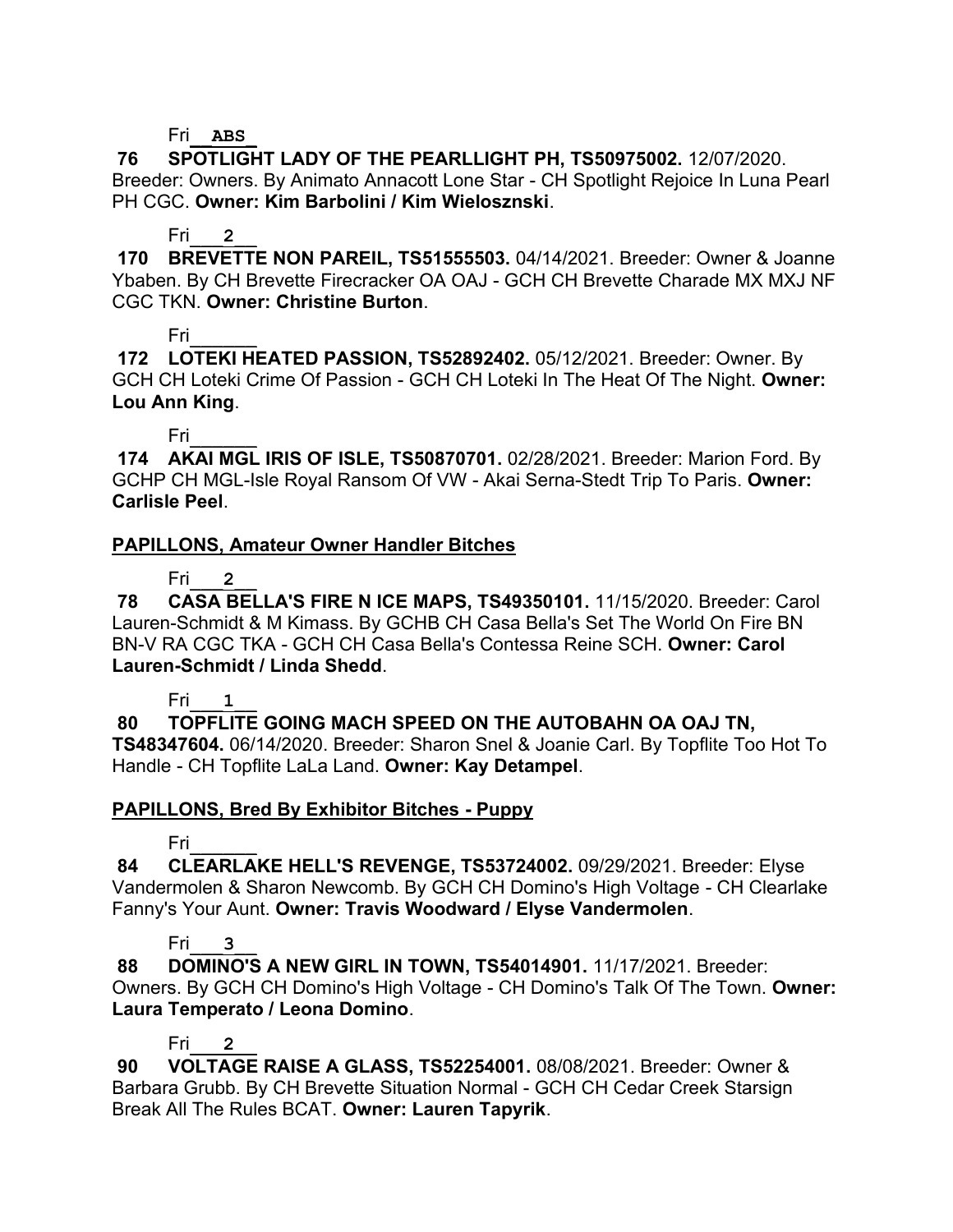Fri\_\_**ABS**\_

**76 SPOTLIGHT LADY OF THE PEARLLIGHT PH, TS50975002.** 12/07/2020. Breeder: Owners. By Animato Annacott Lone Star - CH Spotlight Rejoice In Luna Pearl PH CGC. **Owner: Kim Barbolini / Kim Wielosznski**.

Fri\_\_\_**2**\_\_

**170 BREVETTE NON PAREIL, TS51555503.** 04/14/2021. Breeder: Owner & Joanne Ybaben. By CH Brevette Firecracker OA OAJ - GCH CH Brevette Charade MX MXJ NF CGC TKN. **Owner: Christine Burton**.

Fri\_\_\_\_\_\_

**172 LOTEKI HEATED PASSION, TS52892402.** 05/12/2021. Breeder: Owner. By GCH CH Loteki Crime Of Passion - GCH CH Loteki In The Heat Of The Night. **Owner: Lou Ann King**.

Fri\_\_\_\_\_\_

**174 AKAI MGL IRIS OF ISLE, TS50870701.** 02/28/2021. Breeder: Marion Ford. By GCHP CH MGL-Isle Royal Ransom Of VW - Akai Serna-Stedt Trip To Paris. **Owner: Carlisle Peel**.

## PAPILLONS, Amateur Owner Handler Bitches

Fri\_\_\_**2**\_\_

**78 CASA BELLA'S FIRE N ICE MAPS, TS49350101.** 11/15/2020. Breeder: Carol Lauren-Schmidt & M Kimass. By GCHB CH Casa Bella's Set The World On Fire BN BN-V RA CGC TKA - GCH CH Casa Bella's Contessa Reine SCH. **Owner: Carol Lauren-Schmidt / Linda Shedd**.

Fri\_\_\_**1**\_\_

**80 TOPFLITE GOING MACH SPEED ON THE AUTOBAHN OA OAJ TN, TS48347604.** 06/14/2020. Breeder: Sharon Snel & Joanie Carl. By Topflite Too Hot To Handle - CH Topflite LaLa Land. **Owner: Kay Detampel**.

## PAPILLONS, Bred By Exhibitor Bitches - Puppy

Fri\_\_\_\_\_\_

**84 CLEARLAKE HELL'S REVENGE, TS53724002.** 09/29/2021. Breeder: Elyse Vandermolen & Sharon Newcomb. By GCH CH Domino's High Voltage - CH Clearlake Fanny's Your Aunt. **Owner: Travis Woodward / Elyse Vandermolen**.

Fri\_\_\_**3**\_\_

**88 DOMINO'S A NEW GIRL IN TOWN, TS54014901.** 11/17/2021. Breeder: Owners. By GCH CH Domino's High Voltage - CH Domino's Talk Of The Town. **Owner: Laura Temperato / Leona Domino**.

Fri\_\_\_**2**\_\_

**90 VOLTAGE RAISE A GLASS, TS52254001.** 08/08/2021. Breeder: Owner & Barbara Grubb. By CH Brevette Situation Normal - GCH CH Cedar Creek Starsign Break All The Rules BCAT. **Owner: Lauren Tapyrik**.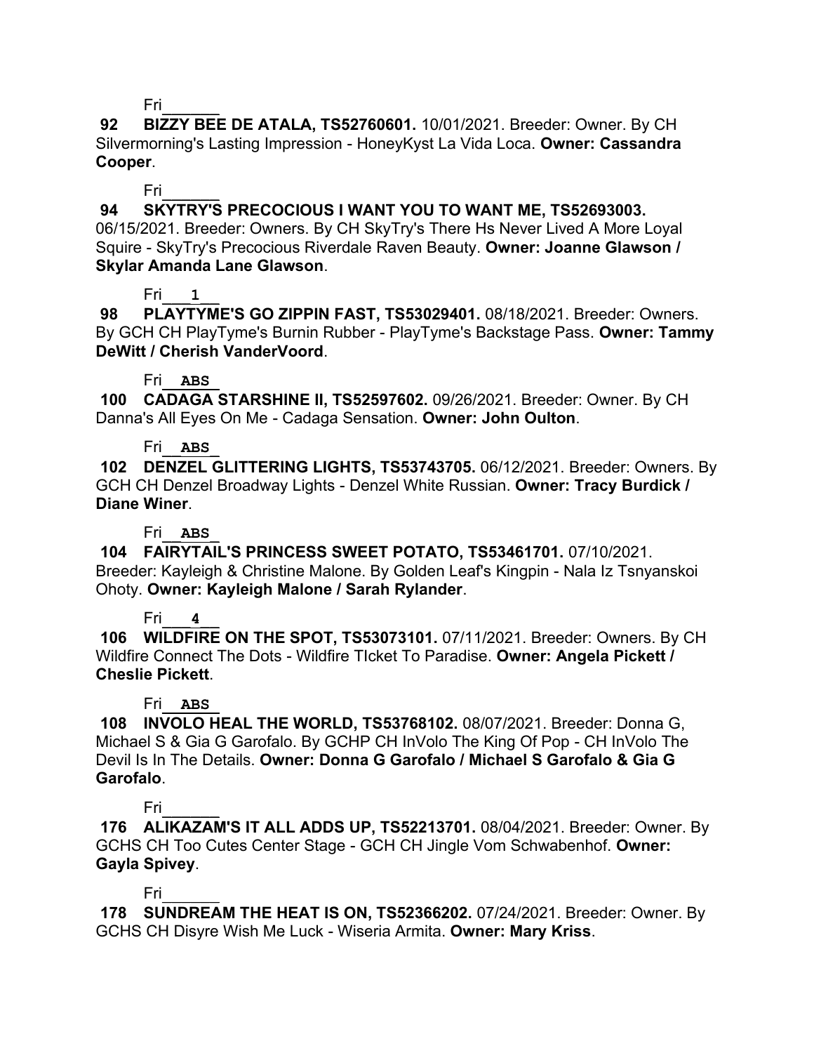Fri______

**92 BIZZY BEE DE ATALA, TS52760601.** 10/01/2021. Breeder: Owner. By CH Silvermorning's Lasting Impression - HoneyKyst La Vida Loca. **Owner: Cassandra Cooper**.

Fri______

**94 SKYTRY'S PRECOCIOUS I WANT YOU TO WANT ME, TS52693003.** 06/15/2021. Breeder: Owners. By CH SkyTry's There Hs Never Lived A More Loyal Squire - SkyTry's Precocious Riverdale Raven Beauty. **Owner: Joanne Glawson / Skylar Amanda Lane Glawson**.

Fri___**1**___

**98 PLAYTYME'S GO ZIPPIN FAST, TS53029401.** 08/18/2021. Breeder: Owners. By GCH CH PlayTyme's Burnin Rubber - PlayTyme's Backstage Pass. **Owner: Tammy DeWitt / Cherish VanderVoord**.

Fri__**ABS**__

**100 CADAGA STARSHINE II, TS52597602.** 09/26/2021. Breeder: Owner. By CH Danna's All Eyes On Me - Cadaga Sensation. **Owner: John Oulton**.

Fri__**ABS**__

**102 DENZEL GLITTERING LIGHTS, TS53743705.** 06/12/2021. Breeder: Owners. By GCH CH Denzel Broadway Lights - Denzel White Russian. **Owner: Tracy Burdick / Diane Winer**.

Fri__**ABS**__

**104 FAIRYTAIL'S PRINCESS SWEET POTATO, TS53461701.** 07/10/2021. Breeder: Kayleigh & Christine Malone. By Golden Leaf's Kingpin - Nala Iz Tsnyanskoi Ohoty. **Owner: Kayleigh Malone / Sarah Rylander**.

Fri___**4**___

**106 WILDFIRE ON THE SPOT, TS53073101.** 07/11/2021. Breeder: Owners. By CH Wildfire Connect The Dots - Wildfire TIcket To Paradise. **Owner: Angela Pickett / Cheslie Pickett**.

Fri__**ABS**__

**108 INVOLO HEAL THE WORLD, TS53768102.** 08/07/2021. Breeder: Donna G, Michael S & Gia G Garofalo. By GCHP CH InVolo The King Of Pop - CH InVolo The Devil Is In The Details. **Owner: Donna G Garofalo / Michael S Garofalo & Gia G Garofalo**.

Fri______

**176 ALIKAZAM'S IT ALL ADDS UP, TS52213701.** 08/04/2021. Breeder: Owner. By GCHS CH Too Cutes Center Stage - GCH CH Jingle Vom Schwabenhof. **Owner: Gayla Spivey**.

Fri______

**178 SUNDREAM THE HEAT IS ON, TS52366202.** 07/24/2021. Breeder: Owner. By GCHS CH Disyre Wish Me Luck - Wiseria Armita. **Owner: Mary Kriss**.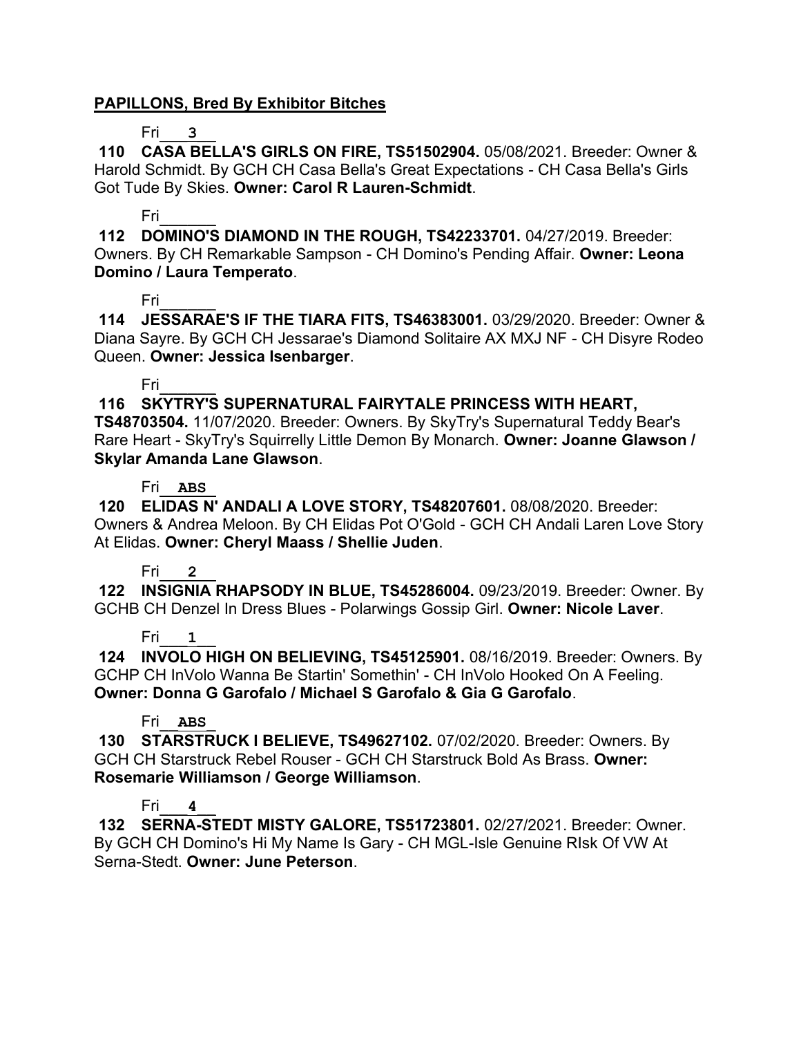**PAPILLONS, Bred By Exhibitor Bitches**

Fri___3___

**110 CASA BELLA'S GIRLS ON FIRE, TS51502904.** 05/08/2021. Breeder: Owner & Harold Schmidt. By GCH CH Casa Bella's Great Expectations - CH Casa Bella's Girls Got Tude By Skies. **Owner: Carol R Lauren-Schmidt**.

Fri______

**112 DOMINO'S DIAMOND IN THE ROUGH, TS42233701.** 04/27/2019. Breeder: Owners. By CH Remarkable Sampson - CH Domino's Pending Affair. **Owner: Leona Domino / Laura Temperato**.

Fri______

**114 JESSARAE'S IF THE TIARA FITS, TS46383001.** 03/29/2020. Breeder: Owner & Diana Sayre. By GCH CH Jessarae's Diamond Solitaire AX MXJ NF - CH Disyre Rodeo Queen. **Owner: Jessica Isenbarger**.

Fri______

**116 SKYTRY'S SUPERNATURAL FAIRYTALE PRINCESS WITH HEART, TS48703504.** 11/07/2020. Breeder: Owners. By SkyTry's Supernatural Teddy Bear's Rare Heart - SkyTry's Squirrelly Little Demon By Monarch. **Owner: Joanne Glawson / Skylar Amanda Lane Glawson**.

Fri__ABS_

**120 ELIDAS N' ANDALI A LOVE STORY, TS48207601.** 08/08/2020. Breeder: Owners & Andrea Meloon. By CH Elidas Pot O'Gold - GCH CH Andali Laren Love Story At Elidas. **Owner: Cheryl Maass / Shellie Juden**.

Fri___2___

**122 INSIGNIA RHAPSODY IN BLUE, TS45286004.** 09/23/2019. Breeder: Owner. By GCHB CH Denzel In Dress Blues - Polarwings Gossip Girl. **Owner: Nicole Laver**.

Fri___1___

**124 INVOLO HIGH ON BELIEVING, TS45125901.** 08/16/2019. Breeder: Owners. By GCHP CH InVolo Wanna Be Startin' Somethin' - CH InVolo Hooked On A Feeling. **Owner: Donna G Garofalo / Michael S Garofalo & Gia G Garofalo**.

Fri__ABS_

**130 STARSTRUCK I BELIEVE, TS49627102.** 07/02/2020. Breeder: Owners. By GCH CH Starstruck Rebel Rouser - GCH CH Starstruck Bold As Brass. **Owner: Rosemarie Williamson / George Williamson**.

Fri___4___

**132 SERNA-STEDT MISTY GALORE, TS51723801.** 02/27/2021. Breeder: Owner. By GCH CH Domino's Hi My Name Is Gary - CH MGL-Isle Genuine RIsk Of VW At Serna-Stedt. **Owner: June Peterson**.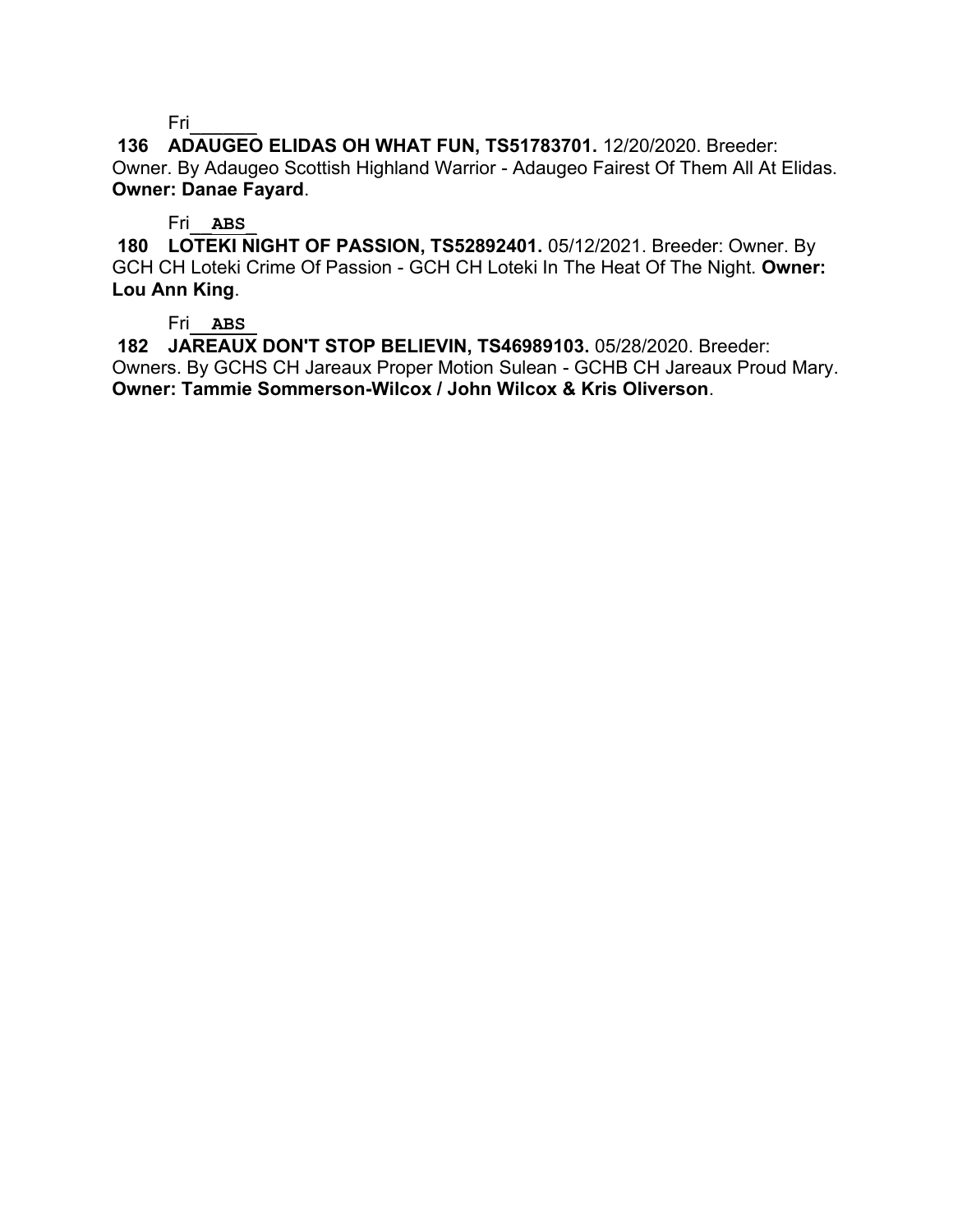Fri_______

**136 ADAUGEO ELIDAS OH WHAT FUN, TS51783701.** 12/20/2020. Breeder: Owner. By Adaugeo Scottish Highland Warrior - Adaugeo Fairest Of Them All At Elidas. **Owner: Danae Fayard**.

Fri__**ABS**_

**180 LOTEKI NIGHT OF PASSION, TS52892401.** 05/12/2021. Breeder: Owner. By GCH CH Loteki Crime Of Passion - GCH CH Loteki In The Heat Of The Night. **Owner: Lou Ann King**.

Fri__**ABS**_

**182 JAREAUX DON'T STOP BELIEVIN, TS46989103.** 05/28/2020. Breeder: Owners. By GCHS CH Jareaux Proper Motion Sulean - GCHB CH Jareaux Proud Mary. **Owner: Tammie Sommerson-Wilcox / John Wilcox & Kris Oliverson**.